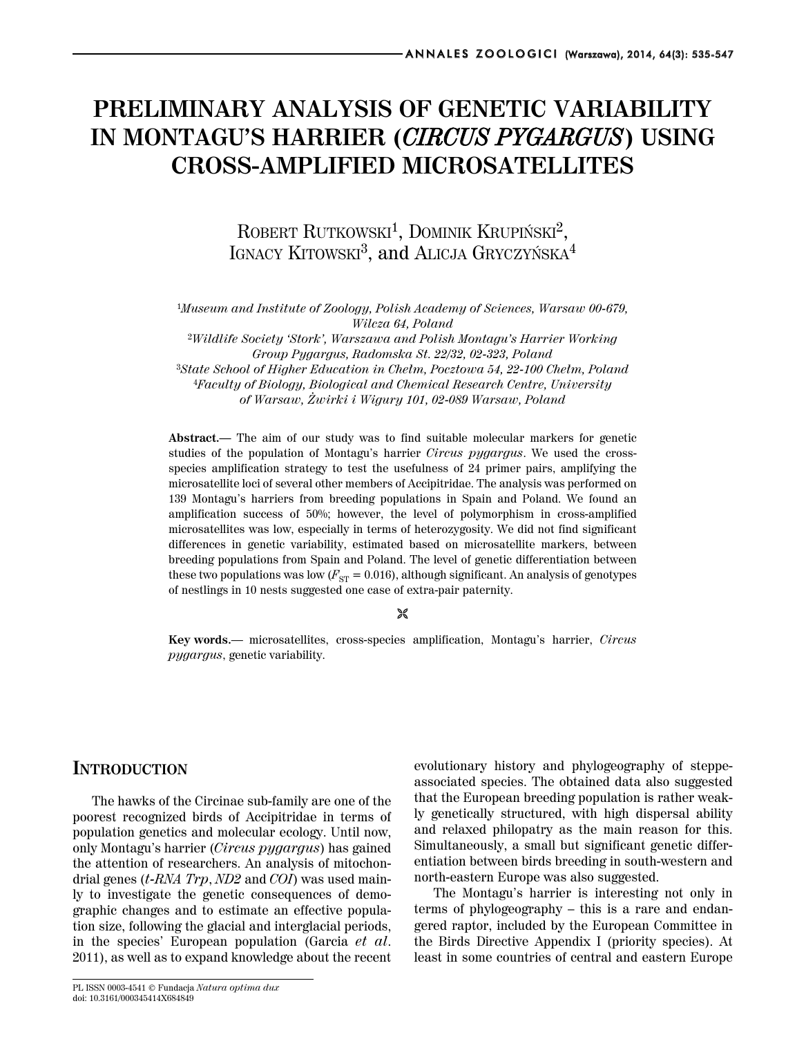# PRELIMINARY ANALYSIS OF GENETIC VARIABILITY IN MONTAGU'S HARRIER (*CIRCUS PYGARGUS*) USING CROSS-AMPLIFIED MICROSATELLITES

Robert Rutkowski[1], Dominik Krupiński[2], Ignacy Kitowski[3], and Alicja Gryczyńska[4]

[1]*Museum and Institute of Zoology, Polish Academy of Sciences, Warsaw 00-679, Wilcza 64, Poland*
[2]*Wildlife Society 'Stork', Warszawa and Polish Montagu's Harrier Working Group Pygargus, Radomska St. 22/32, 02-323, Poland*
[3]*State School of Higher Education in Chełm, Pocztowa 54, 22-100 Chełm, Poland*
[4]*Faculty of Biology, Biological and Chemical Research Centre, University of Warsaw, Żwirki i Wigury 101, 02-089 Warsaw, Poland*

**Abstract.—** The aim of our study was to find suitable molecular markers for genetic studies of the population of Montagu's harrier *Circus pygargus*. We used the cross-species amplification strategy to test the usefulness of 24 primer pairs, amplifying the microsatellite loci of several other members of Accipitridae. The analysis was performed on 139 Montagu's harriers from breeding populations in Spain and Poland. We found an amplification success of 50%; however, the level of polymorphism in cross-amplified microsatellites was low, especially in terms of heterozygosity. We did not find significant differences in genetic variability, estimated based on microsatellite markers, between breeding populations from Spain and Poland. The level of genetic differentiation between these two populations was low ($F_{ST}$ = 0.016), although significant. An analysis of genotypes of nestlings in 10 nests suggested one case of extra-pair paternity.

**Key words.—** microsatellites, cross-species amplification, Montagu's harrier, *Circus pygargus*, genetic variability.

## Introduction

The hawks of the Circinae sub-family are one of the poorest recognized birds of Accipitridae in terms of population genetics and molecular ecology. Until now, only Montagu's harrier (*Circus pygargus*) has gained the attention of researchers. An analysis of mitochondrial genes (*t-RNA Trp*, *ND2* and *COI*) was used mainly to investigate the genetic consequences of demographic changes and to estimate an effective population size, following the glacial and interglacial periods, in the species' European population (Garcia *et al*. 2011), as well as to expand knowledge about the recent evolutionary history and phylogeography of steppe-associated species. The obtained data also suggested that the European breeding population is rather weakly genetically structured, with high dispersal ability and relaxed philopatry as the main reason for this. Simultaneously, a small but significant genetic differentiation between birds breeding in south-western and north-eastern Europe was also suggested.

The Montagu's harrier is interesting not only in terms of phylogeography – this is a rare and endangered raptor, included by the European Committee in the Birds Directive Appendix I (priority species). At least in some countries of central and eastern Europe

PL ISSN 0003-4541 © Fundacja *Natura optima dux*
doi: 10.3161/000345414X684849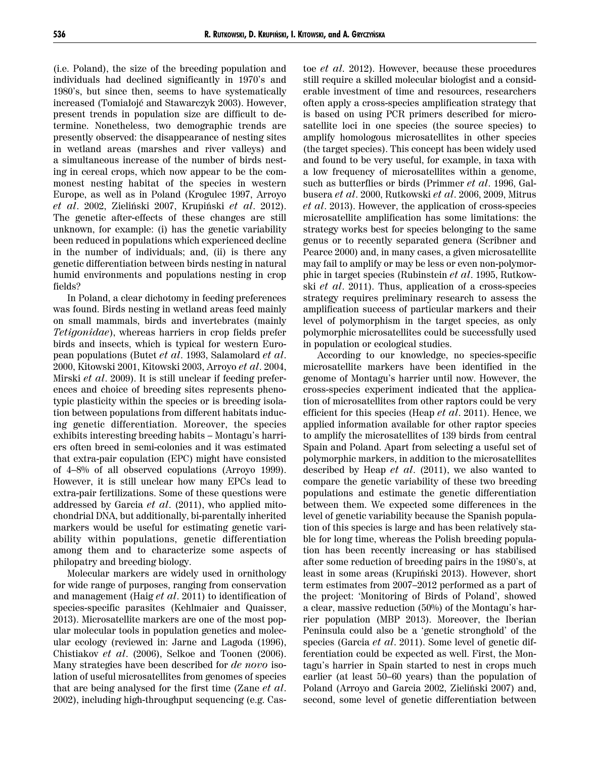(i.e. Poland), the size of the breeding population and individuals had declined significantly in 1970's and 1980's, but since then, seems to have systematically increased (Tomiałojć and Stawarczyk 2003). However, present trends in population size are difficult to determine. Nonetheless, two demographic trends are presently observed: the disappearance of nesting sites in wetland areas (marshes and river valleys) and a simultaneous increase of the number of birds nesting in cereal crops, which now appear to be the commonest nesting habitat of the species in western Europe, as well as in Poland (Krogulec 1997, Arroyo *et al*. 2002, Zieliński 2007, Krupiński *et al*. 2012). The genetic after-effects of these changes are still unknown, for example: (i) has the genetic variability been reduced in populations which experienced decline in the number of individuals; and, (ii) is there any genetic differentiation between birds nesting in natural humid environments and populations nesting in crop fields?

In Poland, a clear dichotomy in feeding preferences was found. Birds nesting in wetland areas feed mainly on small mammals, birds and invertebrates (mainly *Tetigonidae*), whereas harriers in crop fields prefer birds and insects, which is typical for western European populations (Butet *et al*. 1993, Salamolard *et al*. 2000, Kitowski 2001, Kitowski 2003, Arroyo *et al*. 2004, Mirski *et al*. 2009). It is still unclear if feeding preferences and choice of breeding sites represents phenotypic plasticity within the species or is breeding isolation between populations from different habitats inducing genetic differentiation. Moreover, the species exhibits interesting breeding habits – Montagu's harriers often breed in semi-colonies and it was estimated that extra-pair copulation (EPC) might have consisted of 4–8% of all observed copulations (Arroyo 1999). However, it is still unclear how many EPCs lead to extra-pair fertilizations. Some of these questions were addressed by Garcia *et al*. (2011), who applied mitochondrial DNA, but additionally, bi-parentally inherited markers would be useful for estimating genetic variability within populations, genetic differentiation among them and to characterize some aspects of philopatry and breeding biology.

Molecular markers are widely used in ornithology for wide range of purposes, ranging from conservation and management (Haig *et al*. 2011) to identification of species-specific parasites (Kehlmaier and Quaisser, 2013). Microsatellite markers are one of the most popular molecular tools in population genetics and molecular ecology (reviewed in: Jarne and Lagoda (1996), Chistiakov *et al*. (2006), Selkoe and Toonen (2006). Many strategies have been described for *de novo* isolation of useful microsatellites from genomes of species that are being analysed for the first time (Zane *et al*. 2002), including high-throughput sequencing (e.g. Castoe *et al*. 2012). However, because these procedures still require a skilled molecular biologist and a considerable investment of time and resources, researchers often apply a cross-species amplification strategy that is based on using PCR primers described for microsatellite loci in one species (the source species) to amplify homologous microsatellites in other species (the target species). This concept has been widely used and found to be very useful, for example, in taxa with a low frequency of microsatellites within a genome, such as butterflies or birds (Primmer *et al*. 1996, Galbusera *et al*. 2000, Rutkowski *et al*. 2006, 2009, Mitrus *et al*. 2013). However, the application of cross-species microsatellite amplification has some limitations: the strategy works best for species belonging to the same genus or to recently separated genera (Scribner and Pearce 2000) and, in many cases, a given microsatellite may fail to amplify or may be less or even non-polymorphic in target species (Rubinstein *et al*. 1995, Rutkowski *et al*. 2011). Thus, application of a cross-species strategy requires preliminary research to assess the amplification success of particular markers and their level of polymorphism in the target species, as only polymorphic microsatellites could be successfully used in population or ecological studies.

According to our knowledge, no species-specific microsatellite markers have been identified in the genome of Montagu's harrier until now. However, the cross-species experiment indicated that the application of microsatellites from other raptors could be very efficient for this species (Heap *et al*. 2011). Hence, we applied information available for other raptor species to amplify the microsatellites of 139 birds from central Spain and Poland. Apart from selecting a useful set of polymorphic markers, in addition to the microsatellites described by Heap *et al*. (2011), we also wanted to compare the genetic variability of these two breeding populations and estimate the genetic differentiation between them. We expected some differences in the level of genetic variability because the Spanish population of this species is large and has been relatively stable for long time, whereas the Polish breeding population has been recently increasing or has stabilised after some reduction of breeding pairs in the 1980's, at least in some areas (Krupiński 2013). However, short term estimates from 2007–2012 performed as a part of the project: 'Monitoring of Birds of Poland', showed a clear, massive reduction (50%) of the Montagu's harrier population (MBP 2013). Moreover, the Iberian Peninsula could also be a 'genetic stronghold' of the species (Garcia *et al*. 2011). Some level of genetic differentiation could be expected as well. First, the Montagu's harrier in Spain started to nest in crops much earlier (at least 50–60 years) than the population of Poland (Arroyo and Garcia 2002, Zieliński 2007) and, second, some level of genetic differentiation between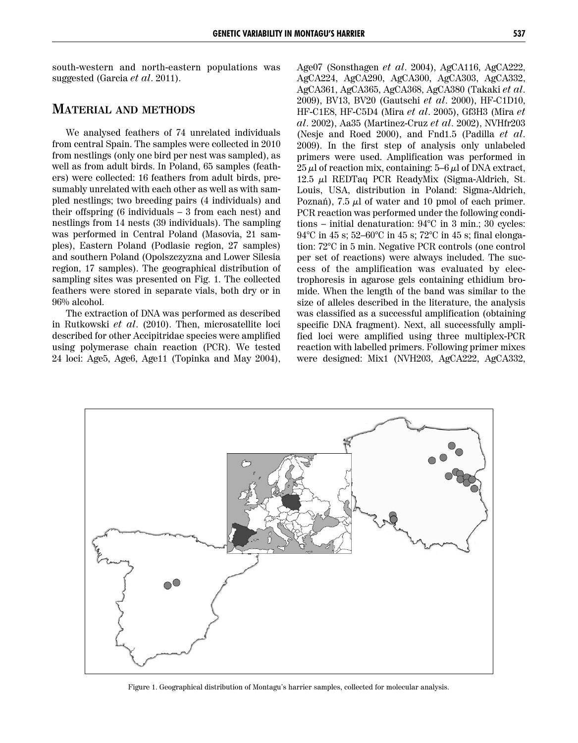south-western and north-eastern populations was suggested (Garcia *et al*. 2011).

## MATERIAL AND METHODS

We analysed feathers of 74 unrelated individuals from central Spain. The samples were collected in 2010 from nestlings (only one bird per nest was sampled), as well as from adult birds. In Poland, 65 samples (feathers) were collected: 16 feathers from adult birds, presumably unrelated with each other as well as with sampled nestlings; two breeding pairs (4 individuals) and their offspring (6 individuals – 3 from each nest) and nestlings from 14 nests (39 individuals). The sampling was performed in Central Poland (Masovia, 21 samples), Eastern Poland (Podlasie region, 27 samples) and southern Poland (Opolszczyzna and Lower Silesia region, 17 samples). The geographical distribution of sampling sites was presented on Fig. 1. The collected feathers were stored in separate vials, both dry or in 96% alcohol.

The extraction of DNA was performed as described in Rutkowski *et al*. (2010). Then, microsatellite loci described for other Accipitridae species were amplified using polymerase chain reaction (PCR). We tested 24 loci: Age5, Age6, Age11 (Topinka and May 2004), Age07 (Sonsthagen *et al*. 2004), AgCA116, AgCA222, AgCA224, AgCA290, AgCA300, AgCA303, AgCA332, AgCA361, AgCA365, AgCA368, AgCA380 (Takaki *et al*. 2009), BV13, BV20 (Gautschi *et al*. 2000), HF-C1D10, HF-C1E8, HF-C5D4 (Mira *et al*. 2005), Gf3H3 (Mira *et al*. 2002), Aa35 (Martinez-Cruz *et al*. 2002), NVHfr203 (Nesje and Roed 2000), and Fnd1.5 (Padilla *et al*. 2009). In the first step of analysis only unlabeled primers were used. Amplification was performed in 25 $\mu$l of reaction mix, containing: 5–6 $\mu$l of DNA extract, 12.5 $\mu$l REDTaq PCR ReadyMix (Sigma-Aldrich, St. Louis, USA, distribution in Poland: Sigma-Aldrich, Poznań), 7.5 $\mu$l of water and 10 pmol of each primer. PCR reaction was performed under the following conditions – initial denaturation: 94°C in 3 min.; 30 cycles: 94°C in 45 s; 52–60°C in 45 s; 72°C in 45 s; final elongation: 72°C in 5 min. Negative PCR controls (one control per set of reactions) were always included. The success of the amplification was evaluated by electrophoresis in agarose gels containing ethidium bromide. When the length of the band was similar to the size of alleles described in the literature, the analysis was classified as a successful amplification (obtaining specific DNA fragment). Next, all successfully amplified loci were amplified using three multiplex-PCR reaction with labelled primers. Following primer mixes were designed: Mix1 (NVH203, AgCA222, AgCA332,

Figure 1. Geographical distribution of Montagu's harrier samples, collected for molecular analysis.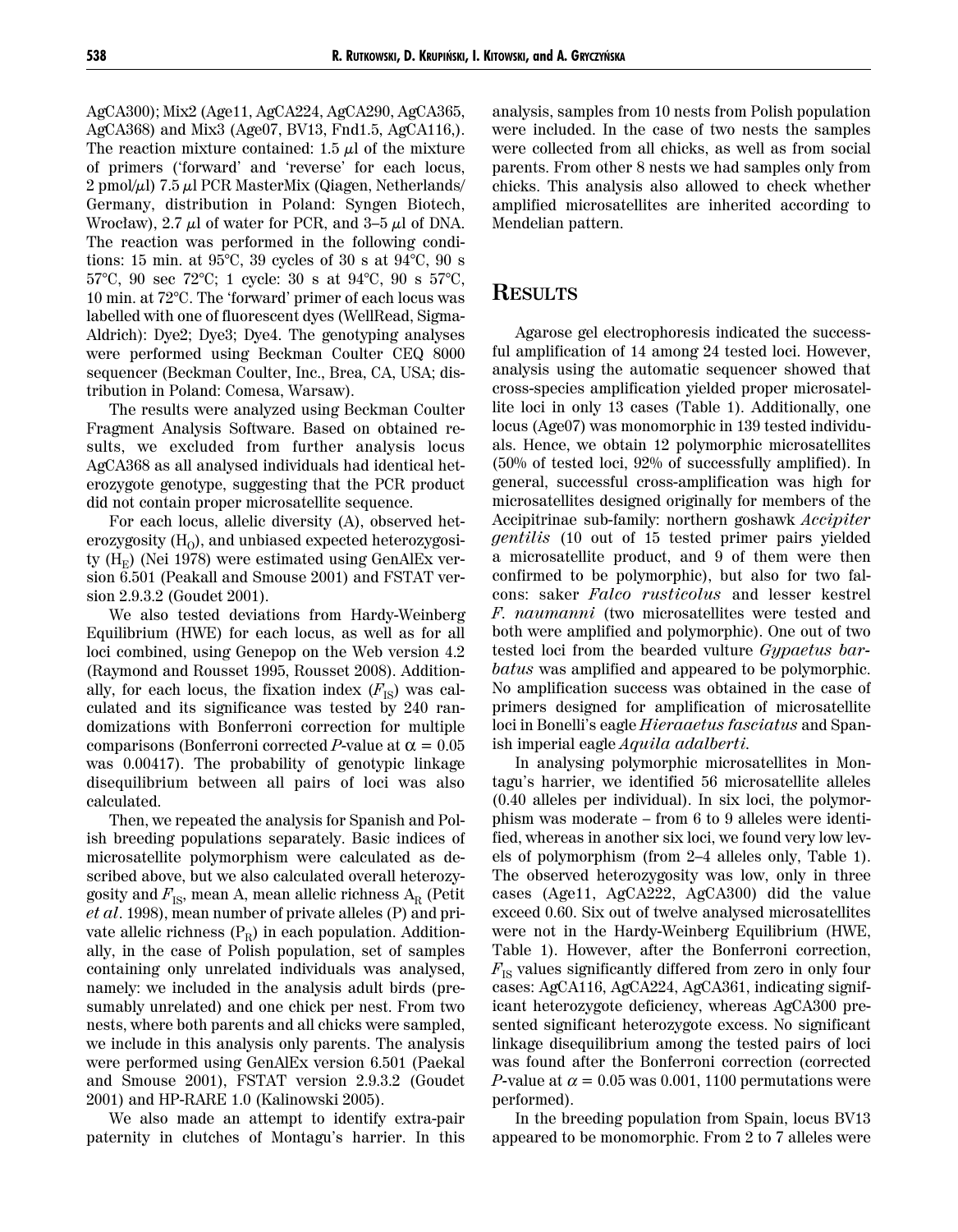AgCA300); Mix2 (Age11, AgCA224, AgCA290, AgCA365, AgCA368) and Mix3 (Age07, BV13, Fnd1.5, AgCA116,). The reaction mixture contained: 1.5 μl of the mixture of primers ('forward' and 'reverse' for each locus, 2 pmol/μl) 7.5 μl PCR MasterMix (Qiagen, Netherlands/ Germany, distribution in Poland: Syngen Biotech, Wrocław), 2.7 μl of water for PCR, and 3–5 μl of DNA. The reaction was performed in the following conditions: 15 min. at 95°C, 39 cycles of 30 s at 94°C, 90 s 57°C, 90 sec 72°C; 1 cycle: 30 s at 94°C, 90 s 57°C, 10 min. at 72°C. The 'forward' primer of each locus was labelled with one of fluorescent dyes (WellRead, Sigma-Aldrich): Dye2; Dye3; Dye4. The genotyping analyses were performed using Beckman Coulter CEQ 8000 sequencer (Beckman Coulter, Inc., Brea, CA, USA; distribution in Poland: Comesa, Warsaw).

The results were analyzed using Beckman Coulter Fragment Analysis Software. Based on obtained results, we excluded from further analysis locus AgCA368 as all analysed individuals had identical heterozygote genotype, suggesting that the PCR product did not contain proper microsatellite sequence.

For each locus, allelic diversity (A), observed heterozygosity ($H_O$), and unbiased expected heterozygosity ($H_E$) (Nei 1978) were estimated using GenAlEx version 6.501 (Peakall and Smouse 2001) and FSTAT version 2.9.3.2 (Goudet 2001).

We also tested deviations from Hardy-Weinberg Equilibrium (HWE) for each locus, as well as for all loci combined, using Genepop on the Web version 4.2 (Raymond and Rousset 1995, Rousset 2008). Additionally, for each locus, the fixation index ($F_{IS}$) was calculated and its significance was tested by 240 randomizations with Bonferroni correction for multiple comparisons (Bonferroni corrected *P*-value at $\alpha = 0.05$ was 0.00417). The probability of genotypic linkage disequilibrium between all pairs of loci was also calculated.

Then, we repeated the analysis for Spanish and Polish breeding populations separately. Basic indices of microsatellite polymorphism were calculated as described above, but we also calculated overall heterozygosity and $F_{IS}$, mean A, mean allelic richness $A_R$ (Petit *et al*. 1998), mean number of private alleles (P) and private allelic richness ($P_R$) in each population. Additionally, in the case of Polish population, set of samples containing only unrelated individuals was analysed, namely: we included in the analysis adult birds (presumably unrelated) and one chick per nest. From two nests, where both parents and all chicks were sampled, we include in this analysis only parents. The analysis were performed using GenAlEx version 6.501 (Paekal and Smouse 2001), FSTAT version 2.9.3.2 (Goudet 2001) and HP-RARE 1.0 (Kalinowski 2005).

We also made an attempt to identify extra-pair paternity in clutches of Montagu's harrier. In this analysis, samples from 10 nests from Polish population were included. In the case of two nests the samples were collected from all chicks, as well as from social parents. From other 8 nests we had samples only from chicks. This analysis also allowed to check whether amplified microsatellites are inherited according to Mendelian pattern.

## Results

Agarose gel electrophoresis indicated the successful amplification of 14 among 24 tested loci. However, analysis using the automatic sequencer showed that cross-species amplification yielded proper microsatellite loci in only 13 cases (Table 1). Additionally, one locus (Age07) was monomorphic in 139 tested individuals. Hence, we obtain 12 polymorphic microsatellites (50% of tested loci, 92% of successfully amplified). In general, successful cross-amplification was high for microsatellites designed originally for members of the Accipitrinae sub-family: northern goshawk *Accipiter gentilis* (10 out of 15 tested primer pairs yielded a microsatellite product, and 9 of them were then confirmed to be polymorphic), but also for two falcons: saker *Falco rusticolus* and lesser kestrel *F. naumanni* (two microsatellites were tested and both were amplified and polymorphic). One out of two tested loci from the bearded vulture *Gypaetus barbatus* was amplified and appeared to be polymorphic. No amplification success was obtained in the case of primers designed for amplification of microsatellite loci in Bonelli's eagle *Hieraaetus fasciatus* and Spanish imperial eagle *Aquila adalberti*.

In analysing polymorphic microsatellites in Montagu's harrier, we identified 56 microsatellite alleles (0.40 alleles per individual). In six loci, the polymorphism was moderate – from 6 to 9 alleles were identified, whereas in another six loci, we found very low levels of polymorphism (from 2–4 alleles only, Table 1). The observed heterozygosity was low, only in three cases (Age11, AgCA222, AgCA300) did the value exceed 0.60. Six out of twelve analysed microsatellites were not in the Hardy-Weinberg Equilibrium (HWE, Table 1). However, after the Bonferroni correction, $F_{IS}$ values significantly differed from zero in only four cases: AgCA116, AgCA224, AgCA361, indicating significant heterozygote deficiency, whereas AgCA300 presented significant heterozygote excess. No significant linkage disequilibrium among the tested pairs of loci was found after the Bonferroni correction (corrected *P*-value at $\alpha = 0.05$ was 0.001, 1100 permutations were performed).

In the breeding population from Spain, locus BV13 appeared to be monomorphic. From 2 to 7 alleles were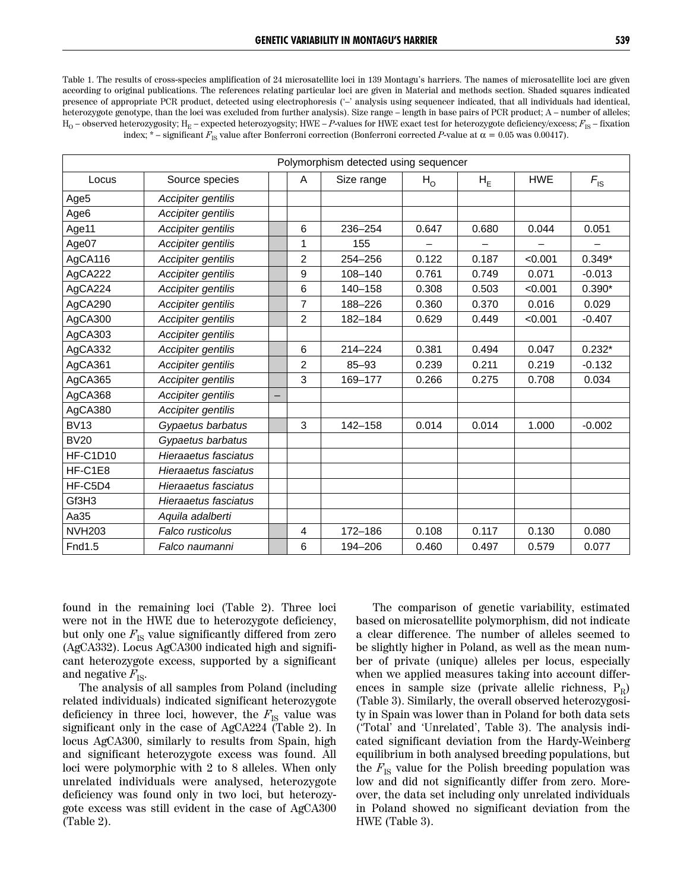Table 1. The results of cross-species amplification of 24 microsatellite loci in 139 Montagu's harriers. The names of microsatellite loci are given according to original publications. The references relating particular loci are given in Material and methods section. Shaded squares indicated presence of appropriate PCR product, detected using electrophoresis ('–' analysis using sequencer indicated, that all individuals had identical, heterozygote genotype, than the loci was excluded from further analysis). Size range – length in base pairs of PCR product; A – number of alleles; $H_O$ – observed heterozygosity; $H_E$ – expected heterozyogsity; HWE – *P*-values for HWE exact test for heterozygote deficiency/excess; $F_{IS}$ – fixation index; * – significant $F_{IS}$ value after Bonferroni correction (Bonferroni corrected *P*-value at α = 0.05 was 0.00417).

| Locus | Source species | | Polymorphism detected using sequencer | | | | | |
|---|---|---|---|---|---|---|---|---|
| | | | A | Size range | $H_O$ | $H_E$ | HWE | $F_{IS}$ |
| Age5 | *Accipiter gentilis* | | | | | | | |
| Age6 | *Accipiter gentilis* | | | | | | | |
| Age11 | *Accipiter gentilis* | | 6 | 236–254 | 0.647 | 0.680 | 0.044 | 0.051 |
| Age07 | *Accipiter gentilis* | | 1 | 155 | – | – | – | – |
| AgCA116 | *Accipiter gentilis* | | 2 | 254–256 | 0.122 | 0.187 | <0.001 | 0.349* |
| AgCA222 | *Accipiter gentilis* | | 9 | 108–140 | 0.761 | 0.749 | 0.071 | -0.013 |
| AgCA224 | *Accipiter gentilis* | | 6 | 140–158 | 0.308 | 0.503 | <0.001 | 0.390* |
| AgCA290 | *Accipiter gentilis* | | 7 | 188–226 | 0.360 | 0.370 | 0.016 | 0.029 |
| AgCA300 | *Accipiter gentilis* | | 2 | 182–184 | 0.629 | 0.449 | <0.001 | -0.407 |
| AgCA303 | *Accipiter gentilis* | | | | | | | |
| AgCA332 | *Accipiter gentilis* | | 6 | 214–224 | 0.381 | 0.494 | 0.047 | 0.232* |
| AgCA361 | *Accipiter gentilis* | | 2 | 85–93 | 0.239 | 0.211 | 0.219 | -0.132 |
| AgCA365 | *Accipiter gentilis* | | 3 | 169–177 | 0.266 | 0.275 | 0.708 | 0.034 |
| AgCA368 | *Accipiter gentilis* | – | | | | | | |
| AgCA380 | *Accipiter gentilis* | | | | | | | |
| BV13 | *Gypaetus barbatus* | | 3 | 142–158 | 0.014 | 0.014 | 1.000 | -0.002 |
| BV20 | *Gypaetus barbatus* | | | | | | | |
| HF-C1D10 | *Hieraaetus fasciatus* | | | | | | | |
| HF-C1E8 | *Hieraaetus fasciatus* | | | | | | | |
| HF-C5D4 | *Hieraaetus fasciatus* | | | | | | | |
| Gf3H3 | *Hieraaetus fasciatus* | | | | | | | |
| Aa35 | *Aquila adalberti* | | | | | | | |
| NVH203 | *Falco rusticolus* | | 4 | 172–186 | 0.108 | 0.117 | 0.130 | 0.080 |
| Fnd1.5 | *Falco naumanni* | | 6 | 194–206 | 0.460 | 0.497 | 0.579 | 0.077 |

found in the remaining loci (Table 2). Three loci were not in the HWE due to heterozygote deficiency, but only one $F_{IS}$ value significantly differed from zero (AgCA332). Locus AgCA300 indicated high and significant heterozygote excess, supported by a significant and negative $F_{IS}$.

The analysis of all samples from Poland (including related individuals) indicated significant heterozygote deficiency in three loci, however, the $F_{IS}$ value was significant only in the case of AgCA224 (Table 2). In locus AgCA300, similarly to results from Spain, high and significant heterozygote excess was found. All loci were polymorphic with 2 to 8 alleles. When only unrelated individuals were analysed, heterozygote deficiency was found only in two loci, but heterozygote excess was still evident in the case of AgCA300 (Table 2).

The comparison of genetic variability, estimated based on microsatellite polymorphism, did not indicate a clear difference. The number of alleles seemed to be slightly higher in Poland, as well as the mean number of private (unique) alleles per locus, especially when we applied measures taking into account differences in sample size (private allelic richness, $P_R$) (Table 3). Similarly, the overall observed heterozygosity in Spain was lower than in Poland for both data sets ('Total' and 'Unrelated', Table 3). The analysis indicated significant deviation from the Hardy-Weinberg equilibrium in both analysed breeding populations, but the $F_{IS}$ value for the Polish breeding population was low and did not significantly differ from zero. Moreover, the data set including only unrelated individuals in Poland showed no significant deviation from the HWE (Table 3).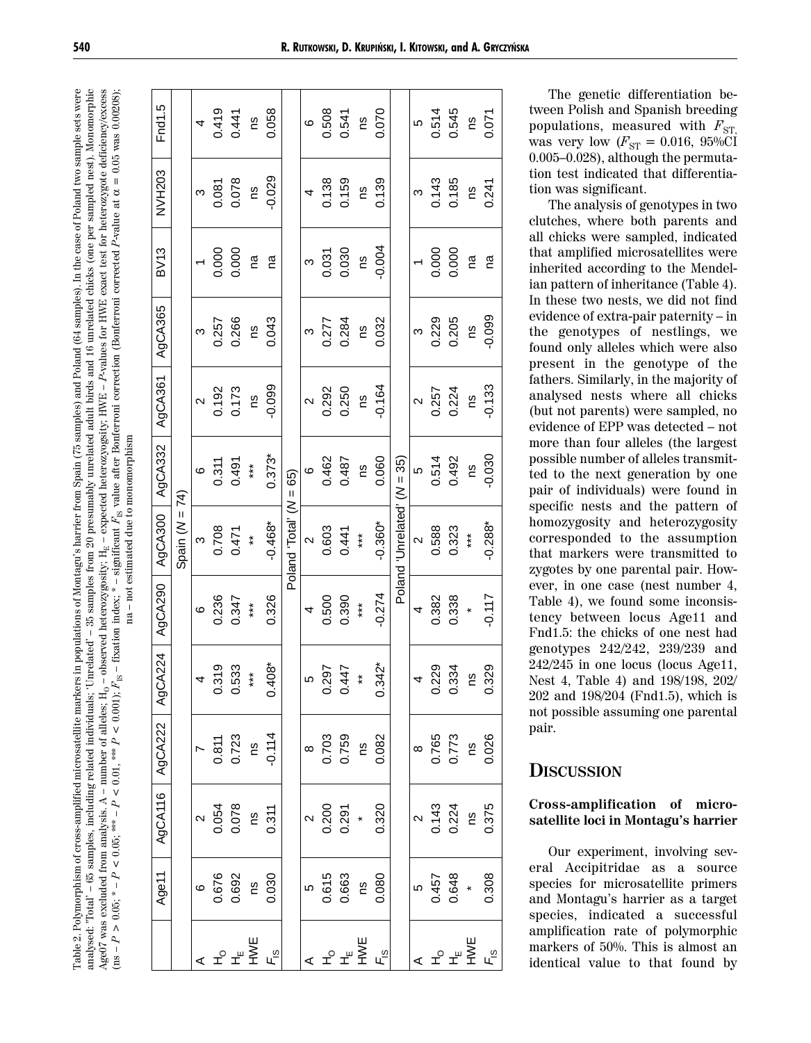Table 2. Polymorphism of cross-amplified microsatellite markers in populations of Montagu's harrier from Spain (75 samples) and Poland (64 samples). In the case of Poland two sample sets were analysed: 'Total' – 65 samples, including related individuals; 'Unrelated' – 35 samples from 20 presumably unrelated adult birds and 16 unrelated chicks (one per sampled nest). Monomorphic Age07 was excluded from analysis. A – number of alleles; $H_O$ – observed heterozygosity; $H_E$ – expected heterozygosity; HWE – $P$-values for HWE exact test for heterozygote deficiency/excess (ns – $P > 0.05$; * – $P < 0.05$; ** – $P < 0.01$, *** $P < 0.001$); $F_{IS}$ – fixation index; * – significant $F_{IS}$ value after Bonferroni correction (Bonferroni corrected $P$-value at $\alpha = 0.05$ was 0.00208); na – not estimated due to monomorphism

| | Age11 | AgCA116 | AgCA222 | AgCA224 | AgCA290 | AgCA300 | AgCA332 | AgCA361 | AgCA365 | BV13 | NVH203 | Fnd1.5 |
|---|---|---|---|---|---|---|---|---|---|---|---|---|
| Spain ($N$ = 74) | | | | | | | | | | | | |
| A | 6 | 2 | 7 | 4 | 6 | 3 | 6 | 2 | 3 | 1 | 3 | 4 |
| $H_O$ | 0.676 | 0.054 | 0.811 | 0.319 | 0.236 | 0.708 | 0.311 | 0.192 | 0.257 | 0.000 | 0.081 | 0.419 |
| $H_E$ | 0.692 | 0.078 | 0.723 | 0.533 | 0.347 | 0.471 | 0.491 | 0.173 | 0.266 | 0.000 | 0.078 | 0.441 |
| HWE | ns | ns | ns | *** | *** | ** | *** | ns | ns | na | ns | ns |
| $F_{IS}$ | 0.030 | 0.311 | -0.114 | 0.408* | 0.326 | -0.468* | 0.373* | -0.099 | 0.043 | na | -0.029 | 0.058 |
| Poland 'Total' ($N$ = 65) | | | | | | | | | | | | |
| A | 5 | 2 | 8 | 5 | 4 | 2 | 6 | 2 | 3 | 3 | 4 | 6 |
| $H_O$ | 0.615 | 0.200 | 0.703 | 0.297 | 0.500 | 0.603 | 0.462 | 0.292 | 0.277 | 0.031 | 0.138 | 0.508 |
| $H_E$ | 0.663 | 0.291 | 0.759 | 0.447 | 0.390 | 0.441 | 0.487 | 0.250 | 0.284 | 0.030 | 0.159 | 0.541 |
| HWE | ns | * | ns | ** | *** | *** | ns | ns | ns | ns | ns | ns |
| $F_{IS}$ | 0.080 | 0.320 | 0.082 | 0.342* | -0.274 | -0.360* | 0.060 | -0.164 | 0.032 | -0.004 | 0.139 | 0.070 |
| Poland 'Unrelated' ($N$ = 35) | | | | | | | | | | | | |
| A | 5 | 2 | 8 | 4 | 4 | 2 | 5 | 2 | 3 | 1 | 3 | 5 |
| $H_O$ | 0.457 | 0.143 | 0.765 | 0.229 | 0.382 | 0.588 | 0.514 | 0.257 | 0.229 | 0.000 | 0.143 | 0.514 |
| $H_E$ | 0.648 | 0.224 | 0.773 | 0.334 | 0.338 | 0.323 | 0.492 | 0.224 | 0.205 | 0.000 | 0.185 | 0.545 |
| HWE | * | ns | ns | ns | * | *** | ns | ns | ns | na | ns | ns |
| $F_{IS}$ | 0.308 | 0.375 | 0.026 | 0.329 | -0.117 | -0.288* | -0.030 | -0.133 | -0.099 | na | 0.241 | 0.071 |

The genetic differentiation between Polish and Spanish breeding populations, measured with $F_{ST}$, was very low ($F_{ST}$ = 0.016, 95%CI 0.005–0.028), although the permutation test indicated that differentiation was significant.

The analysis of genotypes in two clutches, where both parents and all chicks were sampled, indicated that amplified microsatellites were inherited according to the Mendelian pattern of inheritance (Table 4). In these two nests, we did not find evidence of extra-pair paternity – in the genotypes of nestlings, we found only alleles which were also present in the genotype of the fathers. Similarly, in the majority of analysed nests where all chicks (but not parents) were sampled, no evidence of EPP was detected – not more than four alleles (the largest possible number of alleles transmitted to the next generation by one pair of individuals) were found in specific nests and the pattern of homozygosity and heterozygosity corresponded to the assumption that markers were transmitted to zygotes by one parental pair. However, in one case (nest number 4, Table 4), we found some inconsistency between locus Age11 and Fnd1.5: the chicks of one nest had genotypes 242/242, 239/239 and 242/245 in one locus (locus Age11, Nest 4, Table 4) and 198/198, 202/202 and 198/204 (Fnd1.5), which is not possible assuming one parental pair.

# DISCUSSION

### Cross-amplification of microsatellite loci in Montagu's harrier

Our experiment, involving several Accipitridae as a source species for microsatellite primers and Montagu's harrier as a target species, indicated a successful amplification rate of polymorphic markers of 50%. This is almost an identical value to that found by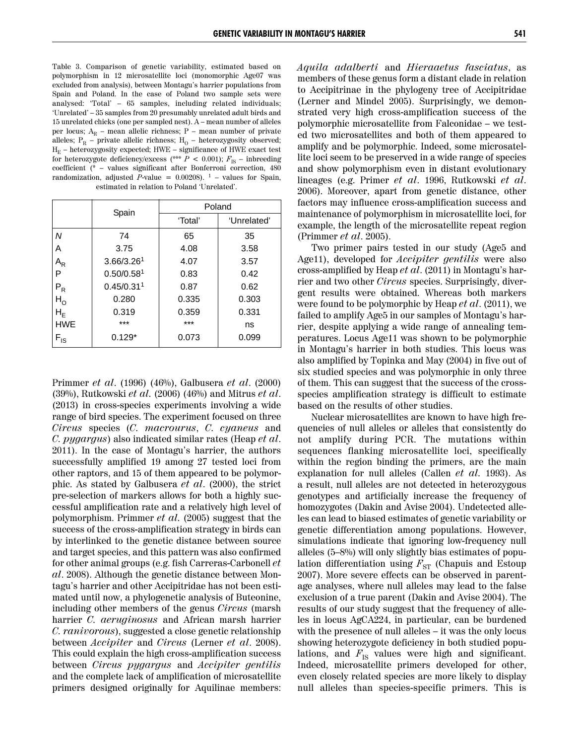Table 3. Comparison of genetic variability, estimated based on polymorphism in 12 microsatellite loci (monomorphic Age07 was excluded from analysis), between Montagu's harrier populations from Spain and Poland. In the case of Poland two sample sets were analysed: 'Total' – 65 samples, including related individuals; 'Unrelated' – 35 samples from 20 presumably unrelated adult birds and 15 unrelated chicks (one per sampled nest). A – mean number of alleles per locus; $A_R$ – mean allelic richness; P – mean number of private alleles; $P_R$ – private allelic richness; $H_O$ – heterozygosity observed; $H_E$ – heterozygosity expected; HWE – significance of HWE exact test for heterozygote deficiency/excess (*** $P < 0.001$); $F_{IS}$ – inbreeding coefficient (* – values significant after Bonferroni correction, 480 randomization, adjusted *P*-value = 0.00208). [1] – values for Spain, estimated in relation to Poland 'Unrelated'.

| | Spain | Poland | |
|---|---|---|---|
| | | 'Total' | 'Unrelated' |
| *N* | 74 | 65 | 35 |
| A | 3.75 | 4.08 | 3.58 |
| $A_R$ | 3.66/3.26[1] | 4.07 | 3.57 |
| P | 0.50/0.58[1] | 0.83 | 0.42 |
| $P_R$ | 0.45/0.31[1] | 0.87 | 0.62 |
| $H_O$ | 0.280 | 0.335 | 0.303 |
| $H_E$ | 0.319 | 0.359 | 0.331 |
| HWE | *** | *** | ns |
| $F_{IS}$ | 0.129* | 0.073 | 0.099 |

Primmer *et al*. (1996) (46%), Galbusera *et al*. (2000) (39%), Rutkowski *et al*. (2006) (46%) and Mitrus *et al*. (2013) in cross-species experiments involving a wide range of bird species. The experiment focused on three *Circus* species (*C. macrourus*, *C. cyaneus* and *C. pygargus*) also indicated similar rates (Heap *et al*. 2011). In the case of Montagu's harrier, the authors successfully amplified 19 among 27 tested loci from other raptors, and 15 of them appeared to be polymorphic. As stated by Galbusera *et al*. (2000), the strict pre-selection of markers allows for both a highly successful amplification rate and a relatively high level of polymorphism. Primmer *et al*. (2005) suggest that the success of the cross-amplification strategy in birds can by interlinked to the genetic distance between source and target species, and this pattern was also confirmed for other animal groups (e.g. fish Carreras-Carbonell *et al*. 2008). Although the genetic distance between Montagu's harrier and other Accipitridae has not been estimated until now, a phylogenetic analysis of Buteonine, including other members of the genus *Circus* (marsh harrier *C. aeruginosus* and African marsh harrier *C. ranivorous*), suggested a close genetic relationship between *Accipiter* and *Circus* (Lerner *et al*. 2008). This could explain the high cross-amplification success between *Circus pygargus* and *Accipiter gentilis* and the complete lack of amplification of microsatellite primers designed originally for Aquilinae members: *Aquila adalberti* and *Hieraaetus fasciatus*, as members of these genus form a distant clade in relation to Accipitrinae in the phylogeny tree of Accipitridae (Lerner and Mindel 2005). Surprisingly, we demonstrated very high cross-amplification success of the polymorphic microsatellite from Falconidae – we tested two microsatellites and both of them appeared to amplify and be polymorphic. Indeed, some microsatellite loci seem to be preserved in a wide range of species and show polymorphism even in distant evolutionary lineages (e.g. Primer *et al*. 1996, Rutkowski *et al*. 2006). Moreover, apart from genetic distance, other factors may influence cross-amplification success and maintenance of polymorphism in microsatellite loci, for example, the length of the microsatellite repeat region (Primmer *et al*. 2005).

Two primer pairs tested in our study (Age5 and Age11), developed for *Accipiter gentilis* were also cross-amplified by Heap *et al*. (2011) in Montagu's harrier and two other *Circus* species. Surprisingly, divergent results were obtained. Whereas both markers were found to be polymorphic by Heap *et al*. (2011), we failed to amplify Age5 in our samples of Montagu's harrier, despite applying a wide range of annealing temperatures. Locus Age11 was shown to be polymorphic in Montagu's harrier in both studies. This locus was also amplified by Topinka and May (2004) in five out of six studied species and was polymorphic in only three of them. This can suggest that the success of the cross-species amplification strategy is difficult to estimate based on the results of other studies.

Nuclear microsatellites are known to have high frequencies of null alleles or alleles that consistently do not amplify during PCR. The mutations within sequences flanking microsatellite loci, specifically within the region binding the primers, are the main explanation for null alleles (Callen *et al*. 1993). As a result, null alleles are not detected in heterozygous genotypes and artificially increase the frequency of homozygotes (Dakin and Avise 2004). Undetected alleles can lead to biased estimates of genetic variability or genetic differentiation among populations. However, simulations indicate that ignoring low-frequency null alleles (5–8%) will only slightly bias estimates of population differentiation using $F_{ST}$ (Chapuis and Estoup 2007). More severe effects can be observed in parentage analyses, where null alleles may lead to the false exclusion of a true parent (Dakin and Avise 2004). The results of our study suggest that the frequency of alleles in locus AgCA224, in particular, can be burdened with the presence of null alleles – it was the only locus showing heterozygote deficiency in both studied populations, and $F_{IS}$ values were high and significant. Indeed, microsatellite primers developed for other, even closely related species are more likely to display null alleles than species-specific primers. This is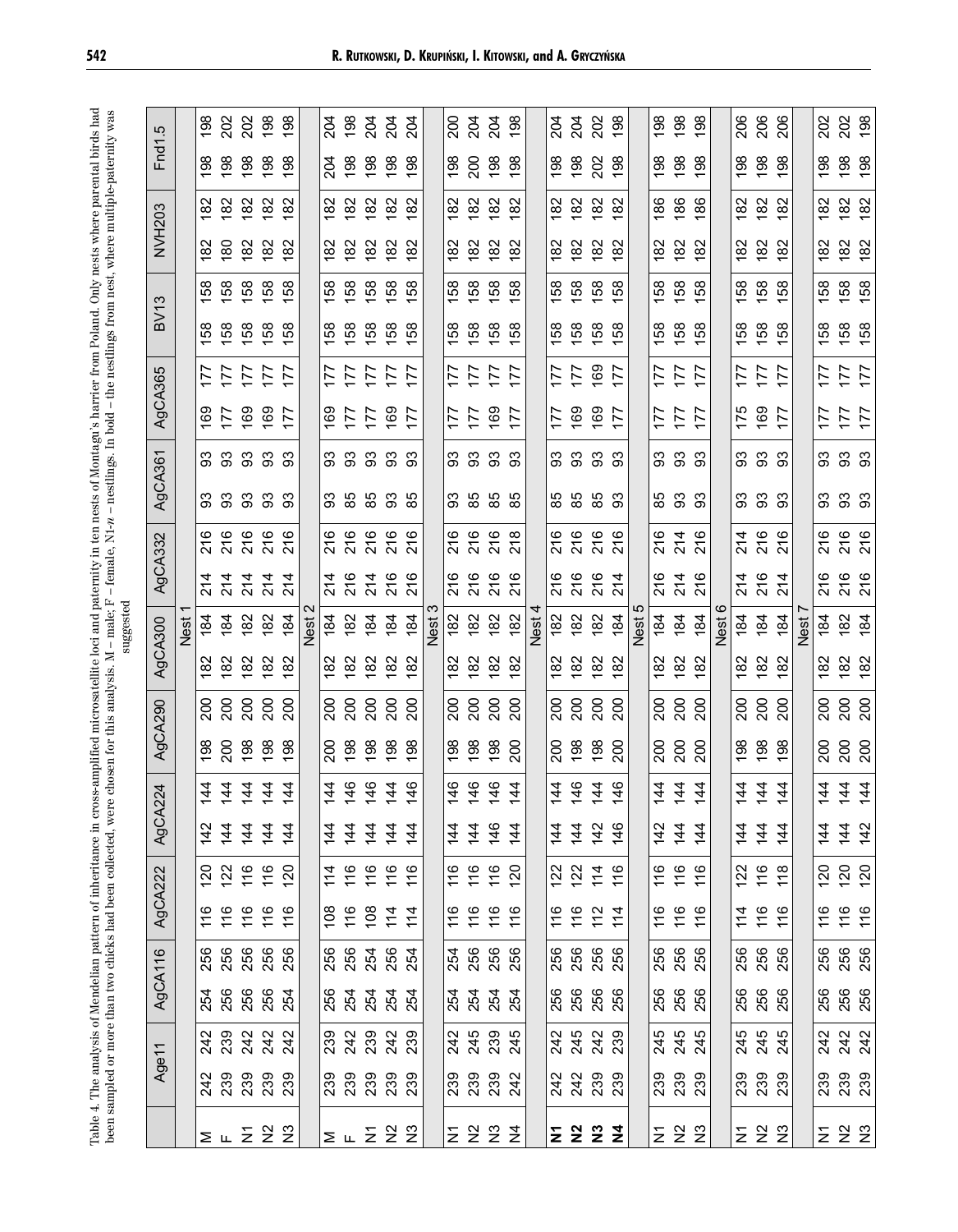Table 4. The analysis of Mendelian pattern of inheritance in cross-amplified microsatellite loci and paternity in ten nests of Montagu's harrier from Poland. Only nests where parental birds had been sampled or more than two chicks had been collected, were chosen for this analysis. M – male; F – female, N1-*n* – nestlings. In bold – the nestlings from nest, where multiple-paternity was suggested

| | Age11 | | AgCA116 | | AgCA222 | | AgCA224 | | AgCA290 | | AgCA300 | | AgCA332 | | AgCA361 | | AgCA365 | | BV13 | | NVH203 | | Fnd1.5 | |
|---|---|---|---|---|---|---|---|---|---|---|---|---|---|---|---|---|---|---|---|---|---|---|---|---|
| Nest 1 | | | | | | | | | | | | | | | | | | | | | | | | |
| M | 242 | 242 | 254 | 256 | 116 | 120 | 142 | 144 | 198 | 200 | 182 | 184 | 214 | 216 | 93 | 93 | 169 | 177 | 158 | 158 | 182 | 182 | 198 | 198 |
| F | 239 | 239 | 256 | 256 | 116 | 122 | 144 | 144 | 200 | 200 | 182 | 184 | 214 | 216 | 93 | 93 | 177 | 177 | 158 | 158 | 180 | 182 | 198 | 202 |
| N1 | 239 | 242 | 256 | 256 | 116 | 116 | 144 | 144 | 198 | 200 | 182 | 182 | 214 | 216 | 93 | 93 | 169 | 177 | 158 | 158 | 182 | 182 | 198 | 202 |
| N2 | 239 | 242 | 256 | 256 | 116 | 116 | 144 | 144 | 198 | 200 | 182 | 182 | 214 | 216 | 93 | 93 | 169 | 177 | 158 | 158 | 182 | 182 | 198 | 198 |
| N3 | 239 | 242 | 254 | 256 | 116 | 120 | 144 | 144 | 198 | 200 | 182 | 184 | 214 | 216 | 93 | 93 | 177 | 177 | 158 | 158 | 182 | 182 | 198 | 198 |
| Nest 2 | | | | | | | | | | | | | | | | | | | | | | | | |
| M | 239 | 239 | 256 | 256 | 108 | 114 | 144 | 144 | 200 | 200 | 182 | 184 | 214 | 216 | 93 | 93 | 169 | 177 | 158 | 158 | 182 | 182 | 204 | 204 |
| F | 239 | 242 | 254 | 256 | 116 | 116 | 144 | 146 | 198 | 200 | 182 | 182 | 216 | 216 | 85 | 93 | 177 | 177 | 158 | 158 | 182 | 182 | 198 | 198 |
| N1 | 239 | 239 | 254 | 254 | 108 | 116 | 144 | 146 | 198 | 200 | 182 | 184 | 214 | 216 | 85 | 93 | 177 | 177 | 158 | 158 | 182 | 182 | 198 | 204 |
| N2 | 239 | 242 | 254 | 256 | 114 | 116 | 144 | 144 | 198 | 200 | 182 | 184 | 216 | 216 | 93 | 93 | 169 | 177 | 158 | 158 | 182 | 182 | 198 | 204 |
| N3 | 239 | 239 | 254 | 254 | 114 | 116 | 144 | 146 | 198 | 200 | 182 | 184 | 216 | 216 | 85 | 93 | 177 | 177 | 158 | 158 | 182 | 182 | 198 | 204 |
| Nest 3 | | | | | | | | | | | | | | | | | | | | | | | | |
| N1 | 239 | 242 | 254 | 254 | 116 | 116 | 144 | 146 | 198 | 200 | 182 | 182 | 216 | 216 | 93 | 93 | 177 | 177 | 158 | 158 | 182 | 182 | 198 | 200 |
| N2 | 239 | 245 | 254 | 256 | 116 | 116 | 144 | 146 | 198 | 200 | 182 | 182 | 216 | 216 | 85 | 93 | 177 | 177 | 158 | 158 | 182 | 182 | 200 | 204 |
| N3 | 239 | 239 | 254 | 256 | 116 | 116 | 146 | 146 | 198 | 200 | 182 | 182 | 216 | 216 | 85 | 93 | 169 | 177 | 158 | 158 | 182 | 182 | 198 | 204 |
| N4 | 242 | 245 | 254 | 256 | 116 | 120 | 144 | 144 | 200 | 200 | 182 | 182 | 216 | 218 | 85 | 93 | 177 | 177 | 158 | 158 | 182 | 182 | 198 | 198 |
| Nest 4 | | | | | | | | | | | | | | | | | | | | | | | | |
| **N1** | 242 | 242 | 256 | 256 | 116 | 122 | 144 | 144 | 200 | 200 | 182 | 182 | 216 | 216 | 85 | 93 | 177 | 177 | 158 | 158 | 182 | 182 | 198 | 204 |
| **N2** | 242 | 245 | 256 | 256 | 116 | 122 | 144 | 146 | 198 | 200 | 182 | 182 | 216 | 216 | 85 | 93 | 169 | 177 | 158 | 158 | 182 | 182 | 198 | 204 |
| **N3** | 239 | 242 | 256 | 256 | 112 | 114 | 142 | 144 | 198 | 200 | 182 | 182 | 216 | 216 | 85 | 93 | 169 | 169 | 158 | 158 | 182 | 182 | 202 | 202 |
| **N4** | 239 | 239 | 256 | 256 | 114 | 116 | 146 | 146 | 200 | 200 | 182 | 184 | 214 | 216 | 93 | 93 | 177 | 177 | 158 | 158 | 182 | 182 | 198 | 198 |
| Nest 5 | | | | | | | | | | | | | | | | | | | | | | | | |
| N1 | 239 | 245 | 256 | 256 | 116 | 116 | 142 | 144 | 200 | 200 | 182 | 184 | 216 | 216 | 85 | 93 | 177 | 177 | 158 | 158 | 182 | 186 | 198 | 198 |
| N2 | 239 | 245 | 256 | 256 | 116 | 116 | 144 | 144 | 200 | 200 | 182 | 184 | 214 | 214 | 93 | 93 | 177 | 177 | 158 | 158 | 182 | 186 | 198 | 198 |
| N3 | 239 | 245 | 256 | 256 | 116 | 116 | 144 | 144 | 200 | 200 | 182 | 184 | 216 | 216 | 93 | 93 | 177 | 177 | 158 | 158 | 182 | 186 | 198 | 198 |
| Nest 6 | | | | | | | | | | | | | | | | | | | | | | | | |
| N1 | 239 | 245 | 256 | 256 | 114 | 122 | 144 | 144 | 198 | 200 | 182 | 184 | 214 | 214 | 93 | 93 | 175 | 177 | 158 | 158 | 182 | 182 | 198 | 206 |
| N2 | 239 | 245 | 256 | 256 | 116 | 116 | 144 | 144 | 198 | 200 | 182 | 184 | 216 | 216 | 93 | 93 | 169 | 177 | 158 | 158 | 182 | 182 | 198 | 206 |
| N3 | 239 | 245 | 256 | 256 | 116 | 118 | 144 | 144 | 198 | 200 | 182 | 184 | 214 | 216 | 93 | 93 | 177 | 177 | 158 | 158 | 182 | 182 | 198 | 206 |
| Nest 7 | | | | | | | | | | | | | | | | | | | | | | | | |
| N1 | 239 | 242 | 256 | 256 | 116 | 120 | 144 | 144 | 200 | 200 | 182 | 184 | 216 | 216 | 93 | 93 | 177 | 177 | 158 | 158 | 182 | 182 | 198 | 202 |
| N2 | 239 | 242 | 256 | 256 | 116 | 120 | 144 | 144 | 200 | 200 | 182 | 182 | 216 | 216 | 93 | 93 | 177 | 177 | 158 | 158 | 182 | 182 | 198 | 202 |
| N3 | 239 | 242 | 256 | 256 | 116 | 120 | 142 | 144 | 200 | 200 | 182 | 184 | 216 | 216 | 93 | 93 | 177 | 177 | 158 | 158 | 182 | 182 | 198 | 198 |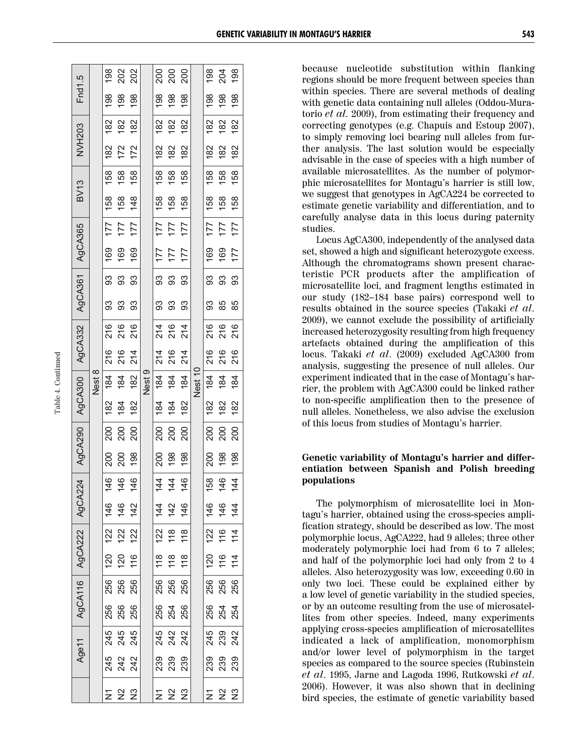Table 4. Continued

| | Age11 | | AgCA116 | | AgCA222 | | AgCA224 | | AgCA290 | | AgCA300 | | AgCA332 | | AgCA361 | | AgCA365 | | BV13 | | NVH203 | | Fnd1.5 | |
|---|---|---|---|---|---|---|---|---|---|---|---|---|---|---|---|---|---|---|---|---|---|---|---|---|
| | | | | | | | | | | | Nest 8 | | | | | | | | | | | | | |
| N1 | 245 | 245 | 256 | 256 | 120 | 122 | 146 | 146 | 200 | 200 | 182 | 184 | 216 | 216 | 93 | 93 | 169 | 177 | 158 | 158 | 182 | 182 | 198 | 198 |
| N2 | 242 | 245 | 256 | 256 | 120 | 122 | 146 | 146 | 200 | 200 | 184 | 184 | 216 | 216 | 93 | 93 | 169 | 177 | 158 | 158 | 172 | 182 | 198 | 202 |
| N3 | 242 | 245 | 256 | 256 | 116 | 122 | 142 | 146 | 198 | 200 | 182 | 182 | 214 | 216 | 93 | 93 | 169 | 177 | 148 | 158 | 172 | 182 | 198 | 202 |
| | | | | | | | | | | | Nest 9 | | | | | | | | | | | | | |
| N1 | 239 | 245 | 256 | 256 | 118 | 122 | 144 | 144 | 200 | 200 | 184 | 184 | 214 | 214 | 93 | 93 | 177 | 177 | 158 | 158 | 182 | 182 | 198 | 200 |
| N2 | 239 | 242 | 254 | 256 | 118 | 118 | 142 | 144 | 198 | 200 | 184 | 184 | 216 | 216 | 93 | 93 | 177 | 177 | 158 | 158 | 182 | 182 | 198 | 200 |
| N3 | 239 | 242 | 256 | 256 | 118 | 118 | 146 | 146 | 198 | 200 | 182 | 184 | 214 | 214 | 93 | 93 | 177 | 177 | 158 | 158 | 182 | 182 | 198 | 200 |
| | | | | | | | | | | | Nest 10 | | | | | | | | | | | | | |
| N1 | 239 | 245 | 256 | 256 | 120 | 122 | 146 | 158 | 200 | 200 | 182 | 184 | 216 | 216 | 93 | 93 | 169 | 177 | 158 | 158 | 182 | 182 | 198 | 198 |
| N2 | 239 | 239 | 254 | 256 | 116 | 116 | 146 | 146 | 198 | 200 | 182 | 184 | 216 | 216 | 85 | 93 | 169 | 177 | 158 | 158 | 182 | 182 | 198 | 204 |
| N3 | 239 | 242 | 254 | 256 | 114 | 114 | 144 | 144 | 198 | 200 | 182 | 184 | 216 | 216 | 85 | 93 | 177 | 177 | 158 | 158 | 182 | 182 | 198 | 198 |

because nucleotide substitution within flanking regions should be more frequent between species than within species. There are several methods of dealing with genetic data containing null alleles (Oddou-Muratorio *et al*. 2009), from estimating their frequency and correcting genotypes (e.g. Chapuis and Estoup 2007), to simply removing loci bearing null alleles from further analysis. The last solution would be especially advisable in the case of species with a high number of available microsatellites. As the number of polymorphic microsatellites for Montagu's harrier is still low, we suggest that genotypes in AgCA224 be corrected to estimate genetic variability and differentiation, and to carefully analyse data in this locus during paternity studies.

Locus AgCA300, independently of the analysed data set, showed a high and significant heterozygote excess. Although the chromatograms shown present characteristic PCR products after the amplification of microsatellite loci, and fragment lengths estimated in our study (182–184 base pairs) correspond well to results obtained in the source species (Takaki *et al*. 2009), we cannot exclude the possibility of artificially increased heterozygosity resulting from high frequency artefacts obtained during the amplification of this locus. Takaki *et al*. (2009) excluded AgCA300 from analysis, suggesting the presence of null alleles. Our experiment indicated that in the case of Montagu's harrier, the problem with AgCA300 could be linked rather to non-specific amplification then to the presence of null alleles. Nonetheless, we also advise the exclusion of this locus from studies of Montagu's harrier.

### Genetic variability of Montagu's harrier and differentiation between Spanish and Polish breeding populations

The polymorphism of microsatellite loci in Montagu's harrier, obtained using the cross-species amplification strategy, should be described as low. The most polymorphic locus, AgCA222, had 9 alleles; three other moderately polymorphic loci had from 6 to 7 alleles; and half of the polymorphic loci had only from 2 to 4 alleles. Also heterozygosity was low, exceeding 0.60 in only two loci. These could be explained either by a low level of genetic variability in the studied species, or by an outcome resulting from the use of microsatellites from other species. Indeed, many experiments applying cross-species amplification of microsatellites indicated a lack of amplification, monomorphism and/or lower level of polymorphism in the target species as compared to the source species (Rubinstein *et al*. 1995, Jarne and Lagoda 1996, Rutkowski *et al*. 2006). However, it was also shown that in declining bird species, the estimate of genetic variability based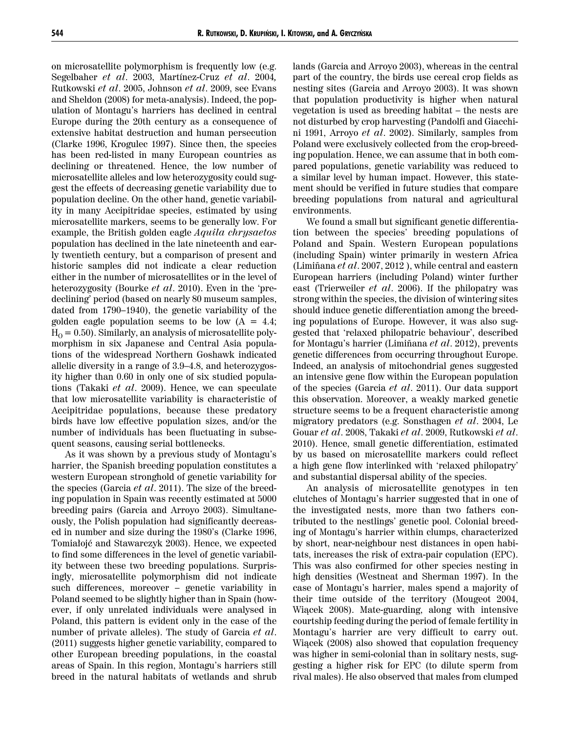on microsatellite polymorphism is frequently low (e.g. Segelbaher *et al*. 2003, Martínez-Cruz *et al*. 2004, Rutkowski *et al*. 2005, Johnson *et al*. 2009, see Evans and Sheldon (2008) for meta-analysis). Indeed, the population of Montagu's harriers has declined in central Europe during the 20th century as a consequence of extensive habitat destruction and human persecution (Clarke 1996, Krogulec 1997). Since then, the species has been red-listed in many European countries as declining or threatened. Hence, the low number of microsatellite alleles and low heterozygosity could suggest the effects of decreasing genetic variability due to population decline. On the other hand, genetic variability in many Accipitridae species, estimated by using microsatellite markers, seems to be generally low. For example, the British golden eagle *Aquila chrysaetos* population has declined in the late nineteenth and early twentieth century, but a comparison of present and historic samples did not indicate a clear reduction either in the number of microsatellites or in the level of heterozygosity (Bourke *et al*. 2010). Even in the 'pre-declining' period (based on nearly 80 museum samples, dated from 1790–1940), the genetic variability of the golden eagle population seems to be low (A = 4.4; $H_O$ = 0.50). Similarly, an analysis of microsatellite polymorphism in six Japanese and Central Asia populations of the widespread Northern Goshawk indicated allelic diversity in a range of 3.9–4.8, and heterozygosity higher than 0.60 in only one of six studied populations (Takaki *et al*. 2009). Hence, we can speculate that low microsatellite variability is characteristic of Accipitridae populations, because these predatory birds have low effective population sizes, and/or the number of individuals has been fluctuating in subsequent seasons, causing serial bottlenecks.

As it was shown by a previous study of Montagu's harrier, the Spanish breeding population constitutes a western European stronghold of genetic variability for the species (Garcia *et al*. 2011). The size of the breeding population in Spain was recently estimated at 5000 breeding pairs (Garcia and Arroyo 2003). Simultaneously, the Polish population had significantly decreased in number and size during the 1980's (Clarke 1996, Tomiałojć and Stawarczyk 2003). Hence, we expected to find some differences in the level of genetic variability between these two breeding populations. Surprisingly, microsatellite polymorphism did not indicate such differences, moreover – genetic variability in Poland seemed to be slightly higher than in Spain (however, if only unrelated individuals were analysed in Poland, this pattern is evident only in the case of the number of private alleles). The study of Garcia *et al*. (2011) suggests higher genetic variability, compared to other European breeding populations, in the coastal areas of Spain. In this region, Montagu's harriers still breed in the natural habitats of wetlands and shrub lands (Garcia and Arroyo 2003), whereas in the central part of the country, the birds use cereal crop fields as nesting sites (Garcia and Arroyo 2003). It was shown that population productivity is higher when natural vegetation is used as breeding habitat – the nests are not disturbed by crop harvesting (Pandolfi and Giacchini 1991, Arroyo *et al*. 2002). Similarly, samples from Poland were exclusively collected from the crop-breeding population. Hence, we can assume that in both compared populations, genetic variability was reduced to a similar level by human impact. However, this statement should be verified in future studies that compare breeding populations from natural and agricultural environments.

We found a small but significant genetic differentiation between the species' breeding populations of Poland and Spain. Western European populations (including Spain) winter primarily in western Africa (Limiñana *et al*. 2007, 2012 ), while central and eastern European harriers (including Poland) winter further east (Trierweiler *et al*. 2006). If the philopatry was strong within the species, the division of wintering sites should induce genetic differentiation among the breeding populations of Europe. However, it was also suggested that 'relaxed philopatric behaviour', described for Montagu's harrier (Limiñana *et al*. 2012), prevents genetic differences from occurring throughout Europe. Indeed, an analysis of mitochondrial genes suggested an intensive gene flow within the European population of the species (Garcia *et al*. 2011). Our data support this observation. Moreover, a weakly marked genetic structure seems to be a frequent characteristic among migratory predators (e.g. Sonsthagen *et al*. 2004, Le Gouar *et al*. 2008, Takaki *et al*. 2009, Rutkowski *et al*. 2010). Hence, small genetic differentiation, estimated by us based on microsatellite markers could reflect a high gene flow interlinked with 'relaxed philopatry' and substantial dispersal ability of the species.

An analysis of microsatellite genotypes in ten clutches of Montagu's harrier suggested that in one of the investigated nests, more than two fathers contributed to the nestlings' genetic pool. Colonial breeding of Montagu's harrier within clumps, characterized by short, near-neighbour nest distances in open habitats, increases the risk of extra-pair copulation (EPC). This was also confirmed for other species nesting in high densities (Westneat and Sherman 1997). In the case of Montagu's harrier, males spend a majority of their time outside of the territory (Mougeot 2004, Wiącek 2008). Mate-guarding, along with intensive courtship feeding during the period of female fertility in Montagu's harrier are very difficult to carry out. Wiącek (2008) also showed that copulation frequency was higher in semi-colonial than in solitary nests, suggesting a higher risk for EPC (to dilute sperm from rival males). He also observed that males from clumped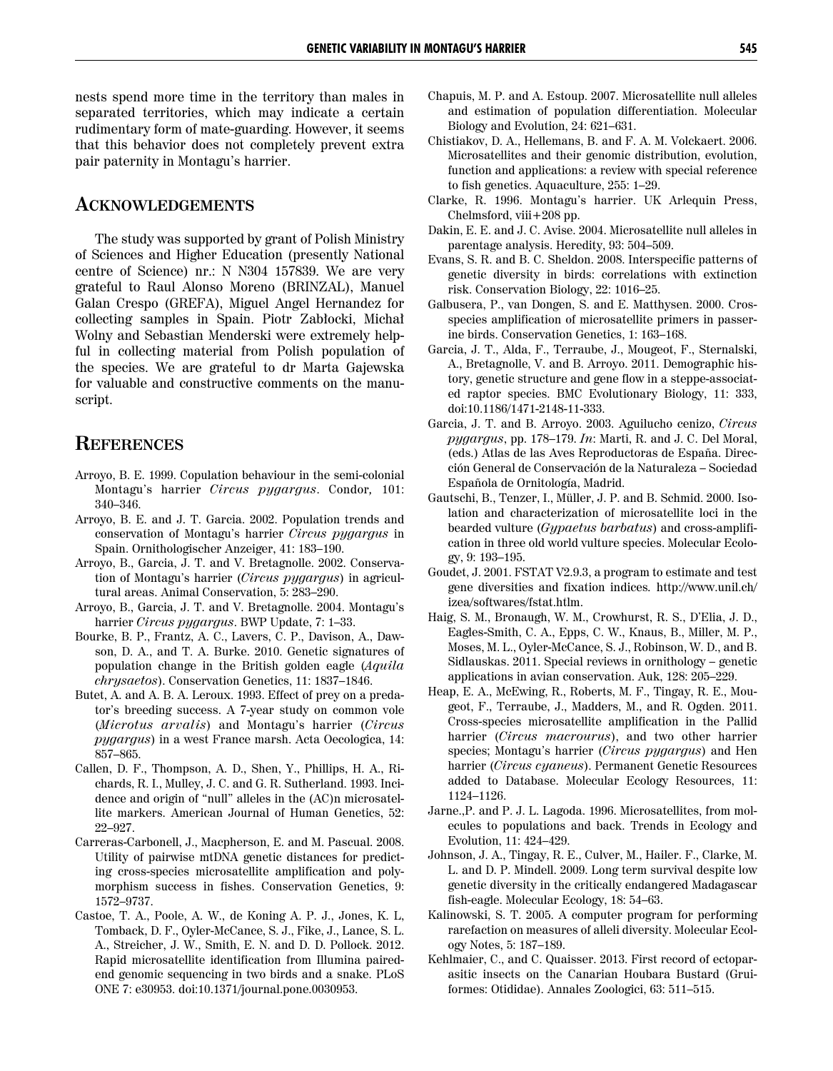nests spend more time in the territory than males in separated territories, which may indicate a certain rudimentary form of mate-guarding. However, it seems that this behavior does not completely prevent extra pair paternity in Montagu's harrier.

## Acknowledgements

The study was supported by grant of Polish Ministry of Sciences and Higher Education (presently National centre of Science) nr.: N N304 157839. We are very grateful to Raul Alonso Moreno (BRINZAL), Manuel Galan Crespo (GREFA), Miguel Angel Hernandez for collecting samples in Spain. Piotr Zabłocki, Michał Wolny and Sebastian Menderski were extremely helpful in collecting material from Polish population of the species. We are grateful to dr Marta Gajewska for valuable and constructive comments on the manuscript.

## References

Arroyo, B. E. 1999. Copulation behaviour in the semi-colonial Montagu's harrier *Circus pygargus*. Condor*,* 101: 340–346.

Arroyo, B. E. and J. T. Garcia. 2002. Population trends and conservation of Montagu's harrier *Circus pygargus* in Spain. Ornithologischer Anzeiger, 41: 183–190.

Arroyo, B., Garcia, J. T. and V. Bretagnolle. 2002. Conservation of Montagu's harrier (*Circus pygargus*) in agricultural areas. Animal Conservation, 5: 283–290.

Arroyo, B., Garcia, J. T. and V. Bretagnolle. 2004. Montagu's harrier *Circus pygargus*. BWP Update, 7: 1–33.

Bourke, B. P., Frantz, A. C., Lavers, C. P., Davison, A., Dawson, D. A., and T. A. Burke. 2010. Genetic signatures of population change in the British golden eagle (*Aquila chrysaetos*). Conservation Genetics, 11: 1837–1846.

Butet, A. and A. B. A. Leroux. 1993. Effect of prey on a predator's breeding success. A 7-year study on common vole (*Microtus arvalis*) and Montagu's harrier (*Circus pygargus*) in a west France marsh. Acta Oecologica, 14: 857–865.

Callen, D. F., Thompson, A. D., Shen, Y., Phillips, H. A., Richards, R. I., Mulley, J. C. and G. R. Sutherland. 1993. Incidence and origin of "null" alleles in the (AC)n microsatellite markers. American Journal of Human Genetics, 52: 22–927.

Carreras-Carbonell, J., Macpherson, E. and M. Pascual. 2008. Utility of pairwise mtDNA genetic distances for predicting cross-species microsatellite amplification and polymorphism success in fishes. Conservation Genetics, 9: 1572–9737.

Castoe, T. A., Poole, A. W., de Koning A. P. J., Jones, K. L, Tomback, D. F., Oyler-McCance, S. J., Fike, J., Lance, S. L. A., Streicher, J. W., Smith, E. N. and D. D. Pollock. 2012. Rapid microsatellite identification from Illumina paired-end genomic sequencing in two birds and a snake. PLoS ONE 7: e30953. doi:10.1371/journal.pone.0030953.

Chapuis, M. P. and A. Estoup. 2007. Microsatellite null alleles and estimation of population differentiation. Molecular Biology and Evolution, 24: 621–631.

Chistiakov, D. A., Hellemans, B. and F. A. M. Volckaert. 2006. Microsatellites and their genomic distribution, evolution, function and applications: a review with special reference to fish genetics. Aquaculture, 255: 1–29.

Clarke, R. 1996. Montagu's harrier. UK Arlequin Press, Chelmsford, viii+208 pp.

Dakin, E. E. and J. C. Avise. 2004. Microsatellite null alleles in parentage analysis. Heredity, 93: 504–509.

Evans, S. R. and B. C. Sheldon. 2008. Interspecific patterns of genetic diversity in birds: correlations with extinction risk. Conservation Biology, 22: 1016–25.

Galbusera, P., van Dongen, S. and E. Matthysen. 2000. Cross-species amplification of microsatellite primers in passerine birds. Conservation Genetics, 1: 163–168.

Garcia, J. T., Alda, F., Terraube, J., Mougeot, F., Sternalski, A., Bretagnolle, V. and B. Arroyo. 2011. Demographic history, genetic structure and gene flow in a steppe-associated raptor species. BMC Evolutionary Biology, 11: 333, doi:10.1186/1471-2148-11-333.

Garcia, J. T. and B. Arroyo. 2003. Aguilucho cenizo, *Circus pygargus*, pp. 178–179. *In*: Marti, R. and J. C. Del Moral, (eds.) Atlas de las Aves Reproductoras de España. Dirección General de Conservación de la Naturaleza – Sociedad Española de Ornitología, Madrid.

Gautschi, B., Tenzer, I., Müller, J. P. and B. Schmid. 2000. Isolation and characterization of microsatellite loci in the bearded vulture (*Gypaetus barbatus*) and cross-amplification in three old world vulture species. Molecular Ecology, 9: 193–195.

Goudet, J. 2001. FSTAT V2.9.3, a program to estimate and test gene diversities and fixation indices. http://www.unil.ch/izea/softwares/fstat.htlm.

Haig, S. M., Bronaugh, W. M., Crowhurst, R. S., D'Elia, J. D., Eagles-Smith, C. A., Epps, C. W., Knaus, B., Miller, M. P., Moses, M. L., Oyler-McCance, S. J., Robinson, W. D., and B. Sidlauskas. 2011. Special reviews in ornithology – genetic applications in avian conservation. Auk, 128: 205–229.

Heap, E. A., McEwing, R., Roberts, M. F., Tingay, R. E., Mougeot, F., Terraube, J., Madders, M., and R. Ogden. 2011. Cross-species microsatellite amplification in the Pallid harrier (*Circus macrourus*), and two other harrier species; Montagu's harrier (*Circus pygargus*) and Hen harrier (*Circus cyaneus*). Permanent Genetic Resources added to Database. Molecular Ecology Resources, 11: 1124–1126.

Jarne.,P. and P. J. L. Lagoda. 1996. Microsatellites, from molecules to populations and back. Trends in Ecology and Evolution, 11: 424–429.

Johnson, J. A., Tingay, R. E., Culver, M., Hailer. F., Clarke, M. L. and D. P. Mindell. 2009. Long term survival despite low genetic diversity in the critically endangered Madagascar fish-eagle. Molecular Ecology, 18: 54–63.

Kalinowski, S. T. 2005. A computer program for performing rarefaction on measures of alleli diversity. Molecular Ecology Notes, 5: 187–189.

Kehlmaier, C., and C. Quaisser. 2013. First record of ectoparasitic insects on the Canarian Houbara Bustard (Gruiformes: Otididae). Annales Zoologici, 63: 511–515.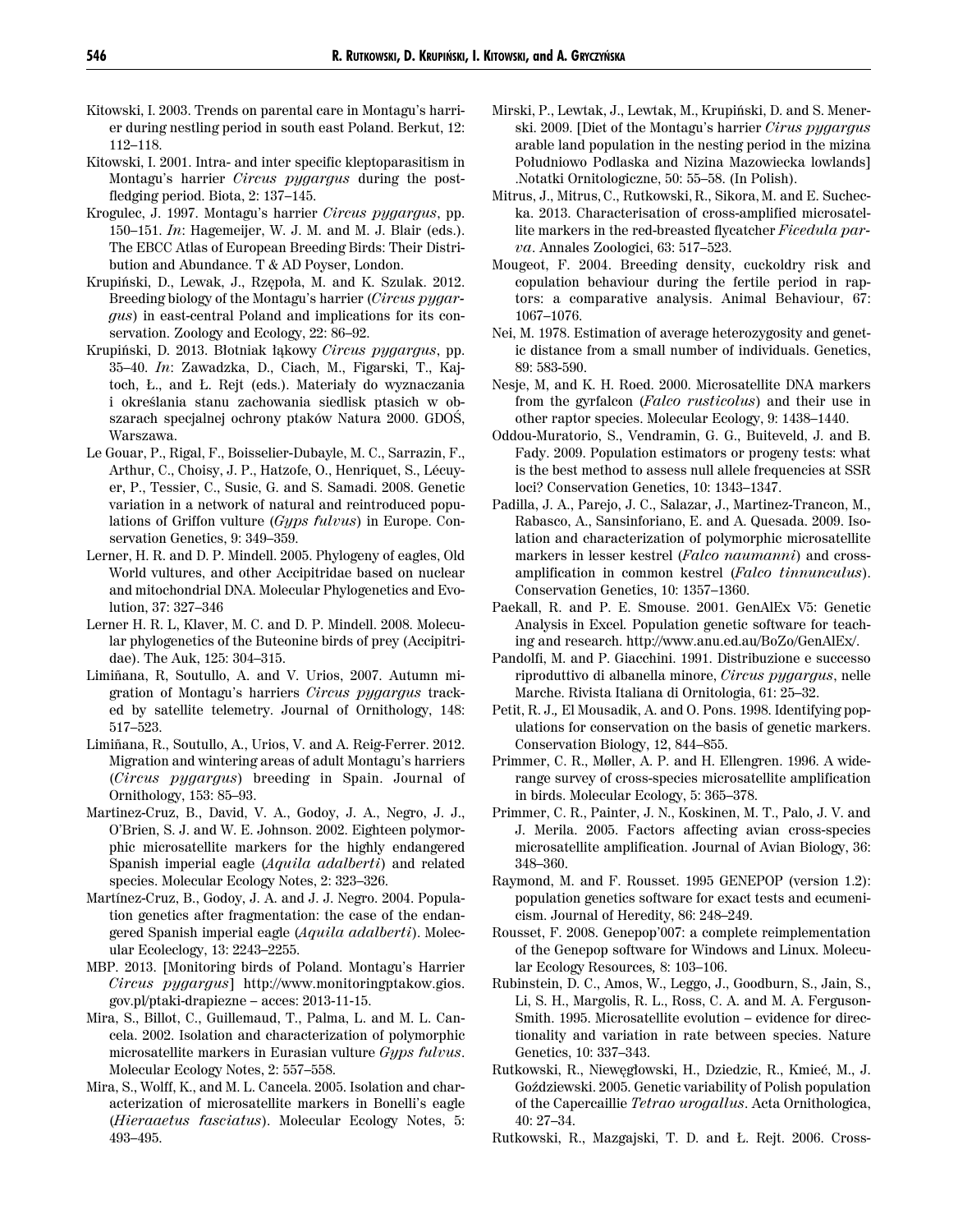Kitowski, I. 2003. Trends on parental care in Montagu's harrier during nestling period in south east Poland. Berkut, 12: 112–118.

Kitowski, I. 2001. Intra- and inter specific kleptoparasitism in Montagu's harrier *Circus pygargus* during the post-fledging period. Biota, 2: 137–145.

Krogulec, J. 1997. Montagu's harrier *Circus pygargus*, pp. 150–151. *In*: Hagemeijer, W. J. M. and M. J. Blair (eds.). The EBCC Atlas of European Breeding Birds: Their Distribution and Abundance. T & AD Poyser, London.

Krupiński, D., Lewak, J., Rzępoła, M. and K. Szulak. 2012. Breeding biology of the Montagu's harrier (*Circus pygargus*) in east-central Poland and implications for its conservation. Zoology and Ecology, 22: 86–92.

Krupiński, D. 2013. Błotniak łąkowy *Circus pygargus*, pp. 35–40. *In*: Zawadzka, D., Ciach, M., Figarski, T., Kajtoch, Ł., and Ł. Rejt (eds.). Materiały do wyznaczania i określania stanu zachowania siedlisk ptasich w obszarach specjalnej ochrony ptaków Natura 2000. GDOŚ, Warszawa.

Le Gouar, P., Rigal, F., Boisselier-Dubayle, M. C., Sarrazin, F., Arthur, C., Choisy, J. P., Hatzofe, O., Henriquet, S., Lécuyer, P., Tessier, C., Susic, G. and S. Samadi. 2008. Genetic variation in a network of natural and reintroduced populations of Griffon vulture (*Gyps fulvus*) in Europe. Conservation Genetics, 9: 349–359.

Lerner, H. R. and D. P. Mindell. 2005. Phylogeny of eagles, Old World vultures, and other Accipitridae based on nuclear and mitochondrial DNA. Molecular Phylogenetics and Evolution, 37: 327–346

Lerner H. R. L, Klaver, M. C. and D. P. Mindell. 2008. Molecular phylogenetics of the Buteonine birds of prey (Accipitridae). The Auk, 125: 304–315.

Limiñana, R, Soutullo, A. and V. Urios, 2007. Autumn migration of Montagu's harriers *Circus pygargus* tracked by satellite telemetry. Journal of Ornithology, 148: 517–523.

Limiñana, R., Soutullo, A., Urios, V. and A. Reig-Ferrer. 2012. Migration and wintering areas of adult Montagu's harriers (*Circus pygargus*) breeding in Spain. Journal of Ornithology, 153: 85–93.

Martinez-Cruz, B., David, V. A., Godoy, J. A., Negro, J. J., O'Brien, S. J. and W. E. Johnson. 2002. Eighteen polymorphic microsatellite markers for the highly endangered Spanish imperial eagle (*Aquila adalberti*) and related species. Molecular Ecology Notes, 2: 323–326.

Martínez-Cruz, B., Godoy, J. A. and J. J. Negro. 2004. Population genetics after fragmentation: the case of the endangered Spanish imperial eagle (*Aquila adalberti*). Molecular Ecoleclogy, 13: 2243–2255.

MBP. 2013. [Monitoring birds of Poland. Montagu's Harrier *Circus pygargus*] http://www.monitoringptakow.gios.gov.pl/ptaki-drapiezne – acces: 2013-11-15.

Mira, S., Billot, C., Guillemaud, T., Palma, L. and M. L. Cancela. 2002. Isolation and characterization of polymorphic microsatellite markers in Eurasian vulture *Gyps fulvus*. Molecular Ecology Notes, 2: 557–558.

Mira, S., Wolff, K., and M. L. Cancela. 2005. Isolation and characterization of microsatellite markers in Bonelli's eagle (*Hieraaetus fasciatus*). Molecular Ecology Notes, 5: 493–495.

Mirski, P., Lewtak, J., Lewtak, M., Krupiński, D. and S. Menerski. 2009. [Diet of the Montagu's harrier *Cirus pygargus* arable land population in the nesting period in the mizina Południowo Podlaska and Nizina Mazowiecka lowlands] .Notatki Ornitologiczne, 50: 55–58. (In Polish).

Mitrus, J., Mitrus, C., Rutkowski, R., Sikora, M. and E. Suchecka. 2013. Characterisation of cross-amplified microsatellite markers in the red-breasted flycatcher *Ficedula parva*. Annales Zoologici, 63: 517–523.

Mougeot, F. 2004. Breeding density, cuckoldry risk and copulation behaviour during the fertile period in raptors: a comparative analysis. Animal Behaviour, 67: 1067–1076.

Nei, M. 1978. Estimation of average heterozygosity and genetic distance from a small number of individuals. Genetics, 89: 583-590.

Nesje, M, and K. H. Roed. 2000. Microsatellite DNA markers from the gyrfalcon (*Falco rusticolus*) and their use in other raptor species. Molecular Ecology, 9: 1438–1440.

Oddou-Muratorio, S., Vendramin, G. G., Buiteveld, J. and B. Fady. 2009. Population estimators or progeny tests: what is the best method to assess null allele frequencies at SSR loci? Conservation Genetics, 10: 1343–1347.

Padilla, J. A., Parejo, J. C., Salazar, J., Martinez-Trancon, M., Rabasco, A., Sansinforiano, E. and A. Quesada. 2009. Isolation and characterization of polymorphic microsatellite markers in lesser kestrel (*Falco naumanni*) and cross-amplification in common kestrel (*Falco tinnunculus*). Conservation Genetics, 10: 1357–1360.

Paekall, R. and P. E. Smouse. 2001. GenAlEx V5: Genetic Analysis in Excel. Population genetic software for teaching and research. http://www.anu.ed.au/BoZo/GenAlEx/.

Pandolfi, M. and P. Giacchini. 1991. Distribuzione e successo riproduttivo di albanella minore, *Circus pygargus*, nelle Marche. Rivista Italiana di Ornitologia, 61: 25–32.

Petit, R. J., El Mousadik, A. and O. Pons. 1998. Identifying populations for conservation on the basis of genetic markers. Conservation Biology, 12, 844–855.

Primmer, C. R., Møller, A. P. and H. Ellengren. 1996. A wide-range survey of cross-species microsatellite amplification in birds. Molecular Ecology, 5: 365–378.

Primmer, C. R., Painter, J. N., Koskinen, M. T., Palo, J. V. and J. Merila. 2005. Factors affecting avian cross-species microsatellite amplification. Journal of Avian Biology, 36: 348–360.

Raymond, M. and F. Rousset. 1995 GENEPOP (version 1.2): population genetics software for exact tests and ecumenicism. Journal of Heredity, 86: 248–249.

Rousset, F. 2008. Genepop'007: a complete reimplementation of the Genepop software for Windows and Linux. Molecular Ecology Resources, 8: 103–106.

Rubinstein, D. C., Amos, W., Leggo, J., Goodburn, S., Jain, S., Li, S. H., Margolis, R. L., Ross, C. A. and M. A. Ferguson-Smith. 1995. Microsatellite evolution – evidence for directionality and variation in rate between species. Nature Genetics, 10: 337–343.

Rutkowski, R., Niewęgłowski, H., Dziedzic, R., Kmieć, M., J. Goździewski. 2005. Genetic variability of Polish population of the Capercaillie *Tetrao urogallus*. Acta Ornithologica, 40: 27–34.

Rutkowski, R., Mazgajski, T. D. and Ł. Rejt. 2006. Cross-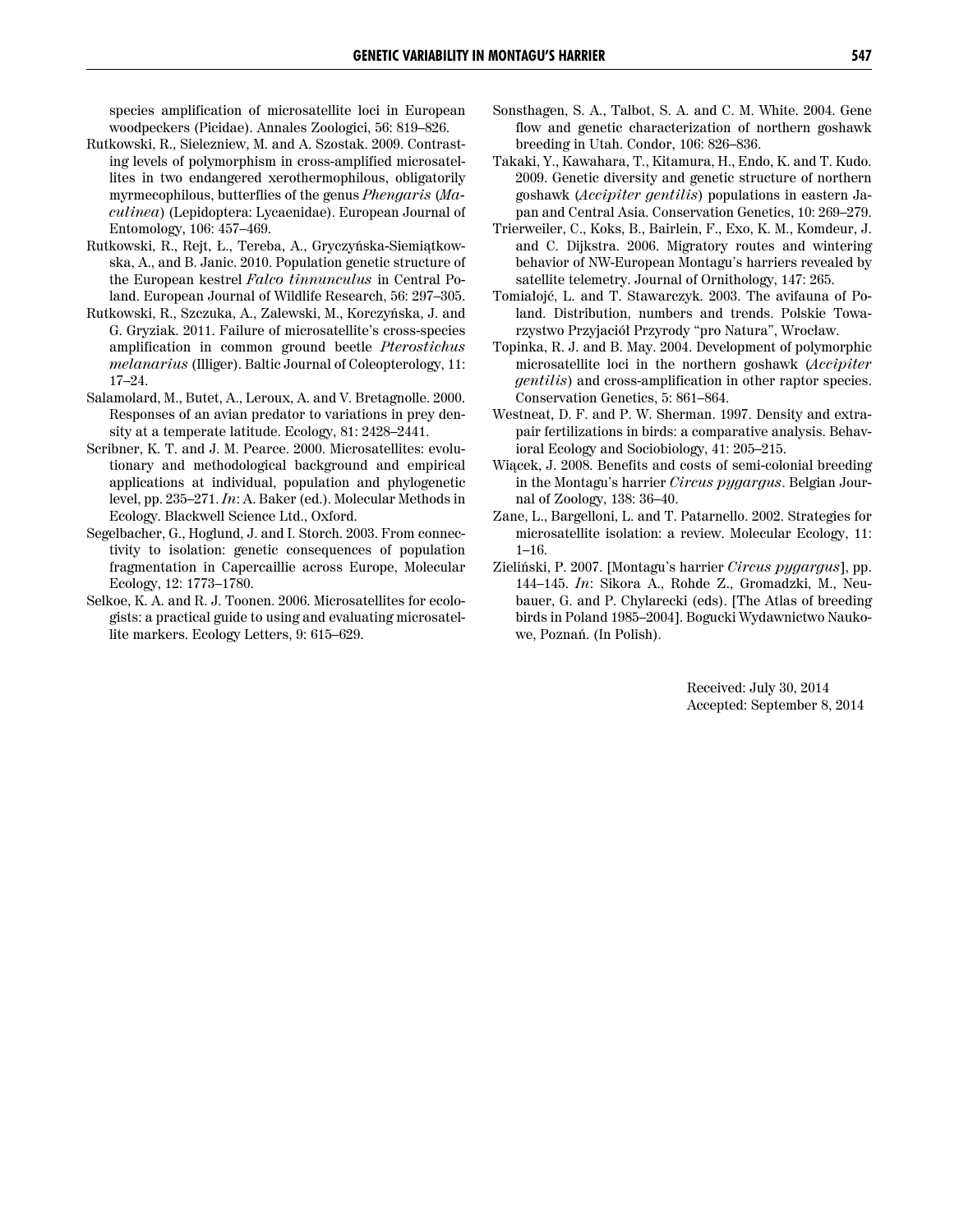species amplification of microsatellite loci in European woodpeckers (Picidae). Annales Zoologici, 56: 819–826.

Rutkowski, R., Sielezniew, M. and A. Szostak. 2009. Contrasting levels of polymorphism in cross-amplified microsatellites in two endangered xerothermophilous, obligatorily myrmecophilous, butterflies of the genus *Phengaris* (*Maculinea*) (Lepidoptera: Lycaenidae). European Journal of Entomology, 106: 457–469.

Rutkowski, R., Rejt, Ł., Tereba, A., Gryczyńska-Siemiątkowska, A., and B. Janic. 2010. Population genetic structure of the European kestrel *Falco tinnunculus* in Central Poland. European Journal of Wildlife Research, 56: 297–305.

Rutkowski, R., Szczuka, A., Zalewski, M., Korczyńska, J. and G. Gryziak. 2011. Failure of microsatellite's cross-species amplification in common ground beetle *Pterostichus melanarius* (Illiger). Baltic Journal of Coleopterology, 11: 17–24.

Salamolard, M., Butet, A., Leroux, A. and V. Bretagnolle. 2000. Responses of an avian predator to variations in prey density at a temperate latitude. Ecology, 81: 2428–2441.

Scribner, K. T. and J. M. Pearce. 2000. Microsatellites: evolutionary and methodological background and empirical applications at individual, population and phylogenetic level, pp. 235–271. *In*: A. Baker (ed.). Molecular Methods in Ecology. Blackwell Science Ltd., Oxford.

Segelbacher, G., Hoglund, J. and I. Storch. 2003. From connectivity to isolation: genetic consequences of population fragmentation in Capercaillie across Europe, Molecular Ecology, 12: 1773–1780.

Selkoe, K. A. and R. J. Toonen. 2006. Microsatellites for ecologists: a practical guide to using and evaluating microsatellite markers. Ecology Letters, 9: 615–629.

Sonsthagen, S. A., Talbot, S. A. and C. M. White. 2004. Gene flow and genetic characterization of northern goshawk breeding in Utah. Condor, 106: 826–836.

Takaki, Y., Kawahara, T., Kitamura, H., Endo, K. and T. Kudo. 2009. Genetic diversity and genetic structure of northern goshawk (*Accipiter gentilis*) populations in eastern Japan and Central Asia. Conservation Genetics, 10: 269–279.

Trierweiler, C., Koks, B., Bairlein, F., Exo, K. M., Komdeur, J. and C. Dijkstra. 2006. Migratory routes and wintering behavior of NW-European Montagu's harriers revealed by satellite telemetry. Journal of Ornithology, 147: 265.

Tomiałojć, L. and T. Stawarczyk. 2003. The avifauna of Poland. Distribution, numbers and trends. Polskie Towarzystwo Przyjaciół Przyrody "pro Natura", Wrocław.

Topinka, R. J. and B. May. 2004. Development of polymorphic microsatellite loci in the northern goshawk (*Accipiter gentilis*) and cross-amplification in other raptor species. Conservation Genetics, 5: 861–864.

Westneat, D. F. and P. W. Sherman. 1997. Density and extra-pair fertilizations in birds: a comparative analysis. Behavioral Ecology and Sociobiology, 41: 205–215.

Wiącek, J. 2008. Benefits and costs of semi-colonial breeding in the Montagu's harrier *Circus pygargus*. Belgian Journal of Zoology, 138: 36–40.

Zane, L., Bargelloni, L. and T. Patarnello. 2002. Strategies for microsatellite isolation: a review. Molecular Ecology, 11: 1–16.

Zieliński, P. 2007. [Montagu's harrier *Circus pygargus*], pp. 144–145. *In*: Sikora A., Rohde Z., Gromadzki, M., Neubauer, G. and P. Chylarecki (eds). [The Atlas of breeding birds in Poland 1985–2004]. Bogucki Wydawnictwo Naukowe, Poznań. (In Polish).

Received: July 30, 2014
Accepted: September 8, 2014